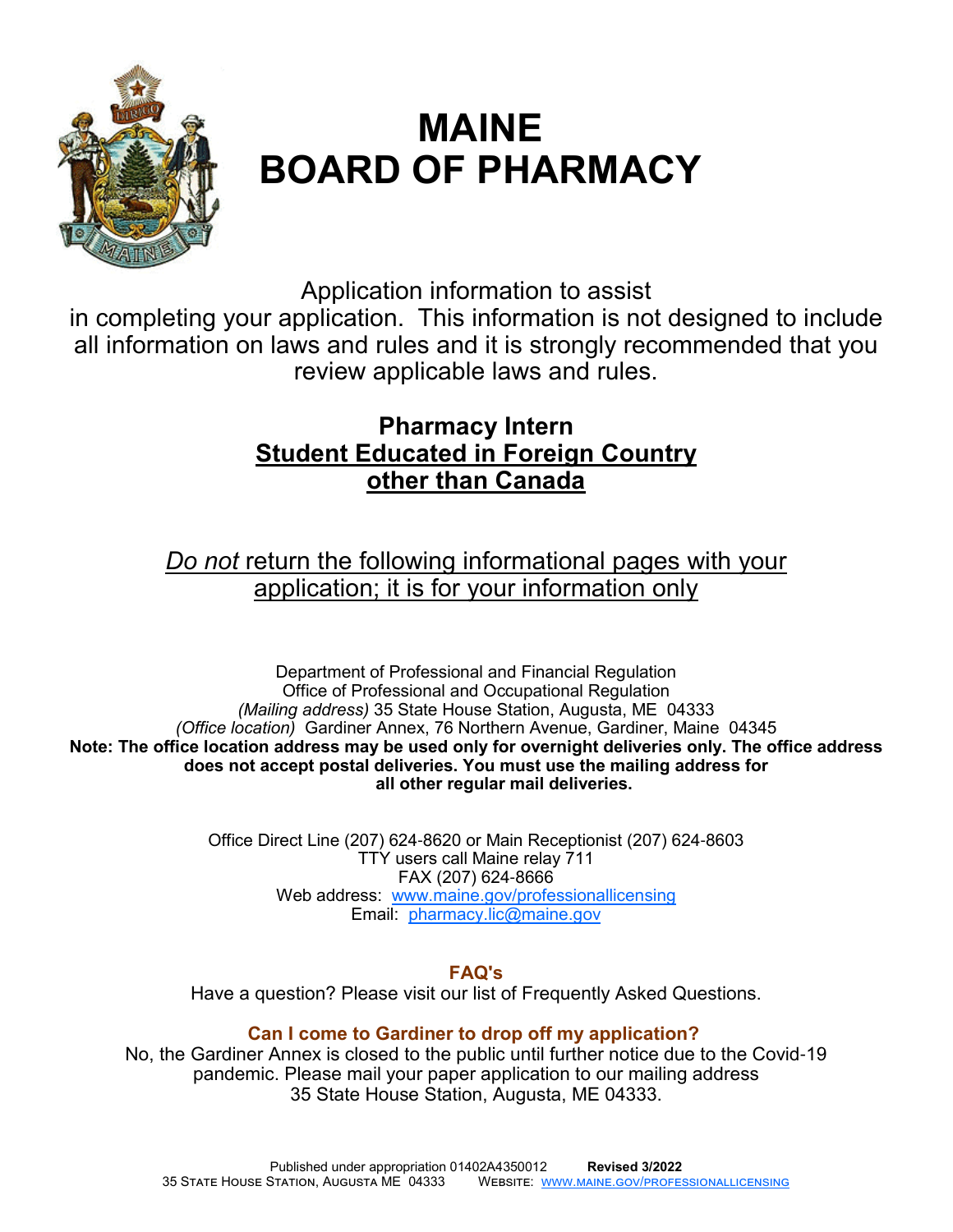# MAINE BOARD OF PHARMACY

Application information to assist in completing your application. This information is not designed to include all information on laws and rules and it is strongly recommended that you review applicable laws and rules.

## Pharmacy Intern
## Student Educated in Foreign Country other than Canada

*Do not* return the following informational pages with your application; it is for your information only

Department of Professional and Financial Regulation
Office of Professional and Occupational Regulation
*(Mailing address)* 35 State House Station, Augusta, ME 04333
*(Office location)* Gardiner Annex, 76 Northern Avenue, Gardiner, Maine 04345
**Note: The office location address may be used only for overnight deliveries only. The office address does not accept postal deliveries. You must use the mailing address for all other regular mail deliveries.**

Office Direct Line (207) 624-8620 or Main Receptionist (207) 624-8603
TTY users call Maine relay 711
FAX (207) 624-8666
Web address: www.maine.gov/professionallicensing
Email: pharmacy.lic@maine.gov

### FAQ's

Have a question? Please visit our list of Frequently Asked Questions.

### Can I come to Gardiner to drop off my application?

No, the Gardiner Annex is closed to the public until further notice due to the Covid-19 pandemic. Please mail your paper application to our mailing address 35 State House Station, Augusta, ME 04333.

Published under appropriation 01402A4350012 **Revised 3/2022**
35 State House Station, Augusta ME 04333 Website: www.maine.gov/professionallicensing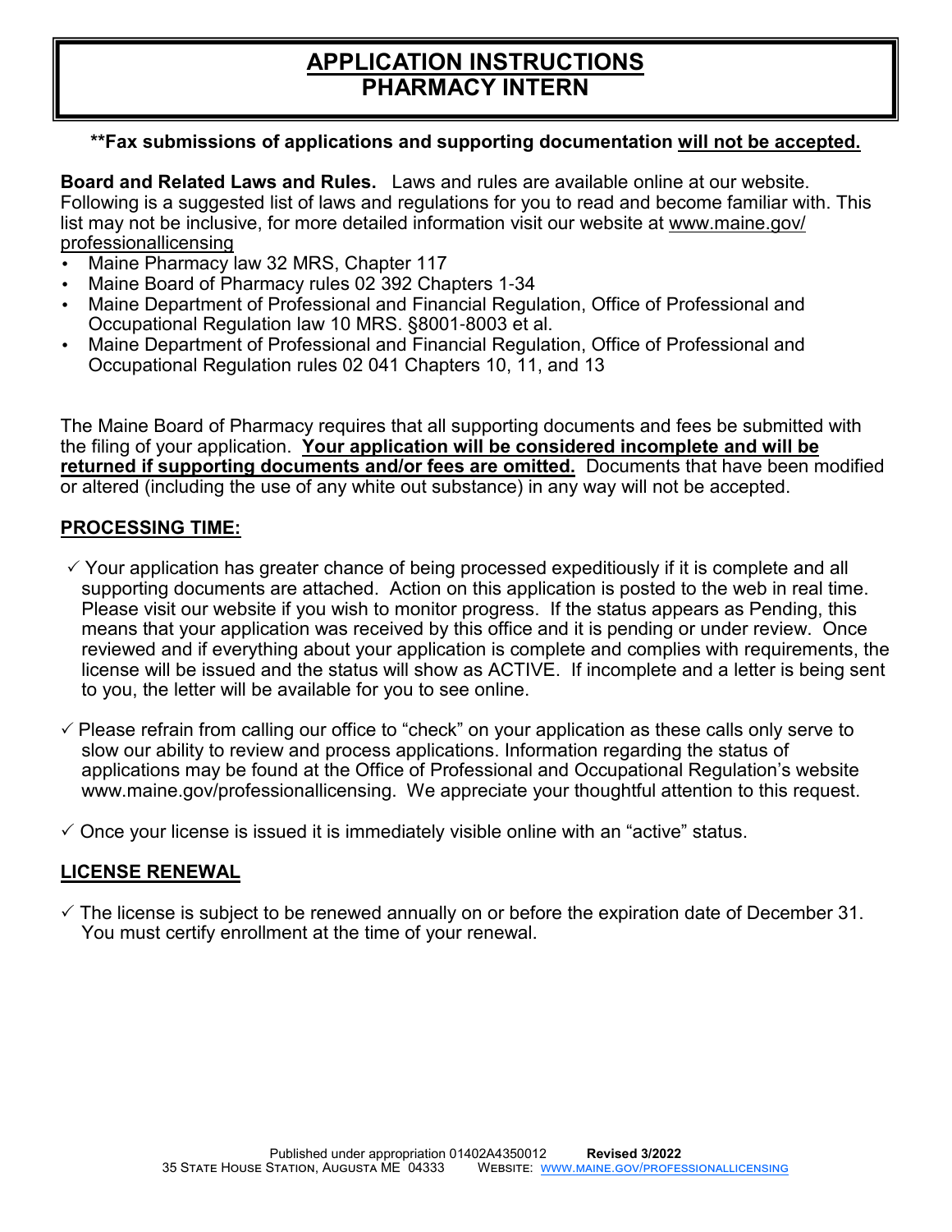# APPLICATION INSTRUCTIONS
# PHARMACY INTERN

**\*\*Fax submissions of applications and supporting documentation will not be accepted.**

**Board and Related Laws and Rules.** Laws and rules are available online at our website. Following is a suggested list of laws and regulations for you to read and become familiar with. This list may not be inclusive, for more detailed information visit our website at www.maine.gov/professionallicensing

- Maine Pharmacy law 32 MRS, Chapter 117
- Maine Board of Pharmacy rules 02 392 Chapters 1-34
- Maine Department of Professional and Financial Regulation, Office of Professional and Occupational Regulation law 10 MRS. §8001-8003 et al.
- Maine Department of Professional and Financial Regulation, Office of Professional and Occupational Regulation rules 02 041 Chapters 10, 11, and 13

The Maine Board of Pharmacy requires that all supporting documents and fees be submitted with the filing of your application. **Your application will be considered incomplete and will be returned if supporting documents and/or fees are omitted.** Documents that have been modified or altered (including the use of any white out substance) in any way will not be accepted.

## PROCESSING TIME:

- ✓ Your application has greater chance of being processed expeditiously if it is complete and all supporting documents are attached. Action on this application is posted to the web in real time. Please visit our website if you wish to monitor progress. If the status appears as Pending, this means that your application was received by this office and it is pending or under review. Once reviewed and if everything about your application is complete and complies with requirements, the license will be issued and the status will show as ACTIVE. If incomplete and a letter is being sent to you, the letter will be available for you to see online.

- ✓ Please refrain from calling our office to "check" on your application as these calls only serve to slow our ability to review and process applications. Information regarding the status of applications may be found at the Office of Professional and Occupational Regulation's website www.maine.gov/professionallicensing. We appreciate your thoughtful attention to this request.

- ✓ Once your license is issued it is immediately visible online with an "active" status.

## LICENSE RENEWAL

- ✓ The license is subject to be renewed annually on or before the expiration date of December 31. You must certify enrollment at the time of your renewal.

Published under appropriation 01402A4350012 **Revised 3/2022**
35 State House Station, Augusta ME 04333 Website: www.maine.gov/professionallicensing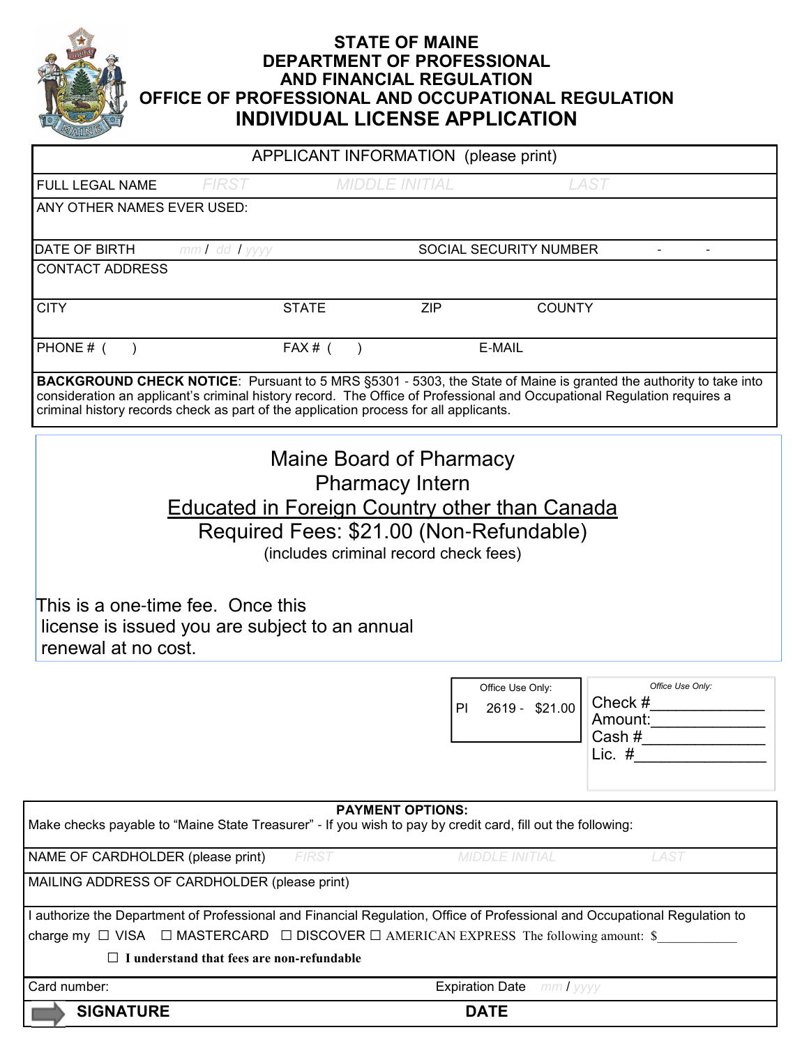# STATE OF MAINE
# DEPARTMENT OF PROFESSIONAL AND FINANCIAL REGULATION
## OFFICE OF PROFESSIONAL AND OCCUPATIONAL REGULATION
## INDIVIDUAL LICENSE APPLICATION

| APPLICANT INFORMATION (please print) | | | |
|---|---|---|---|
| FULL LEGAL NAME | FIRST | MIDDLE INITIAL | LAST |
| ANY OTHER NAMES EVER USED: | | | |
| DATE OF BIRTH mm / dd / yyyy | | SOCIAL SECURITY NUMBER - - | |
| CONTACT ADDRESS | | | |
| CITY | STATE | ZIP | COUNTY |
| PHONE # ( ) | FAX # ( ) | E-MAIL | |

**BACKGROUND CHECK NOTICE**: Pursuant to 5 MRS §5301 - 5303, the State of Maine is granted the authority to take into consideration an applicant's criminal history record. The Office of Professional and Occupational Regulation requires a criminal history records check as part of the application process for all applicants.

Maine Board of Pharmacy

Pharmacy Intern

Educated in Foreign Country other than Canada

Required Fees: $21.00 (Non-Refundable)

(includes criminal record check fees)

This is a one-time fee. Once this license is issued you are subject to an annual renewal at no cost.

| Office Use Only: |
|---|
| PI 2619 - $21.00 |

| Office Use Only: |
|---|
| Check #______________ |
| Amount:______________ |
| Cash #______________ |
| Lic. #______________ |

**PAYMENT OPTIONS:**

Make checks payable to "Maine State Treasurer" - If you wish to pay by credit card, fill out the following:

| NAME OF CARDHOLDER (please print) | FIRST | MIDDLE INITIAL | LAST |
|---|---|---|---|
| MAILING ADDRESS OF CARDHOLDER (please print) | | | |

I authorize the Department of Professional and Financial Regulation, Office of Professional and Occupational Regulation to charge my ☐ VISA ☐ MASTERCARD ☐ DISCOVER ☐ AMERICAN EXPRESS The following amount: $____________

☐ **I understand that fees are non-refundable**

| Card number: | Expiration Date mm / yyyy |
|---|---|
| **SIGNATURE** | **DATE** |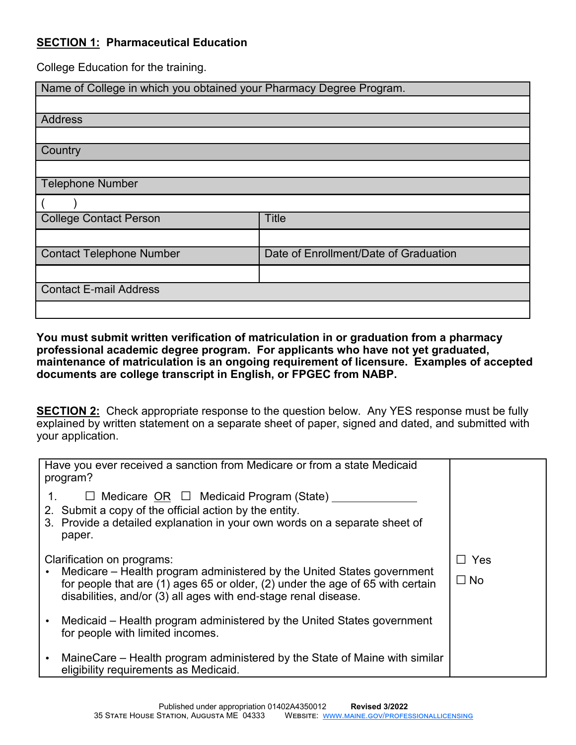**SECTION 1: Pharmaceutical Education**

College Education for the training.

| Name of College in which you obtained your Pharmacy Degree Program. | |
|---|---|
| | |
| Address | |
| | |
| Country | |
| | |
| Telephone Number | |
| (     ) | |
| College Contact Person | Title |
| | |
| Contact Telephone Number | Date of Enrollment/Date of Graduation |
| | |
| Contact E-mail Address | |
| | |

**You must submit written verification of matriculation in or graduation from a pharmacy professional academic degree program. For applicants who have not yet graduated, maintenance of matriculation is an ongoing requirement of licensure. Examples of accepted documents are college transcript in English, or FPGEC from NABP.**

**SECTION 2:** Check appropriate response to the question below. Any YES response must be fully explained by written statement on a separate sheet of paper, signed and dated, and submitted with your application.

| Question | Response |
|---|---|
| Have you ever received a sanction from Medicare or from a state Medicaid program?<br><br>1. ☐ Medicare OR ☐ Medicaid Program (State) ______________<br>2. Submit a copy of the official action by the entity.<br>3. Provide a detailed explanation in your own words on a separate sheet of paper.<br><br>Clarification on programs:<br>• Medicare – Health program administered by the United States government for people that are (1) ages 65 or older, (2) under the age of 65 with certain disabilities, and/or (3) all ages with end-stage renal disease.<br><br>• Medicaid – Health program administered by the United States government for people with limited incomes.<br><br>• MaineCare – Health program administered by the State of Maine with similar eligibility requirements as Medicaid. | ☐ Yes<br><br>☐ No |

Published under appropriation 01402A4350012 **Revised 3/2022**
35 State House Station, Augusta ME 04333 Website: www.maine.gov/professionallicensing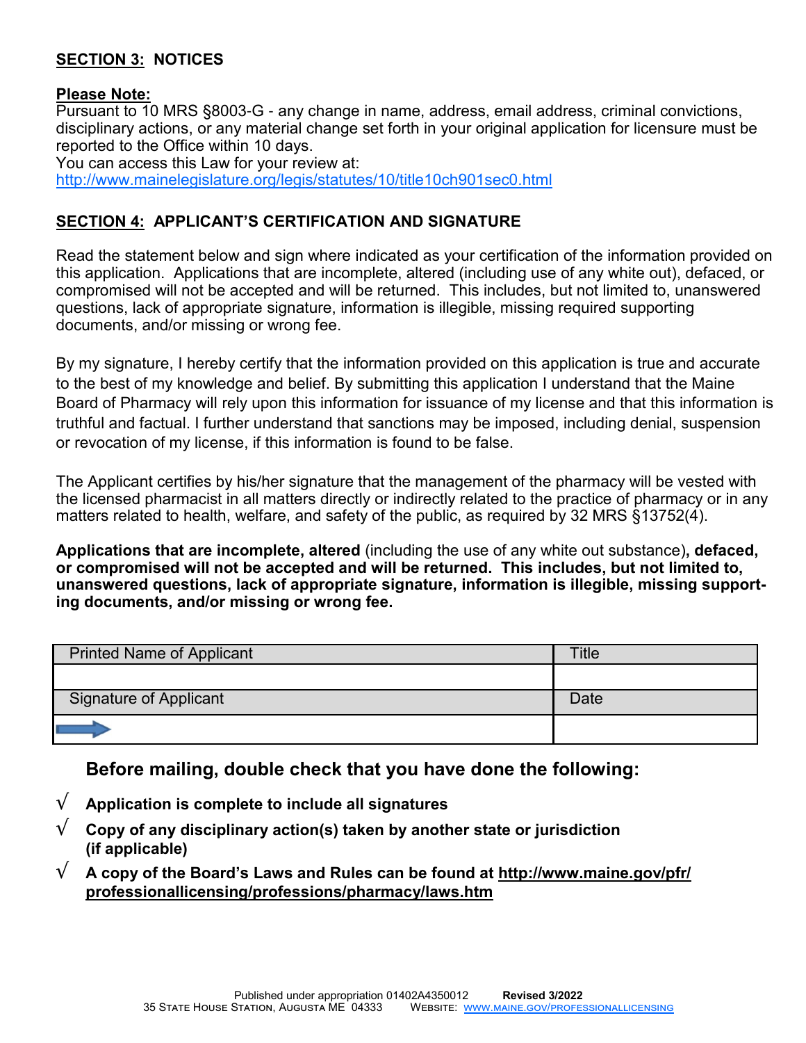## **SECTION 3:** NOTICES

**Please Note:**
Pursuant to 10 MRS §8003-G - any change in name, address, email address, criminal convictions, disciplinary actions, or any material change set forth in your original application for licensure must be reported to the Office within 10 days.
You can access this Law for your review at:
http://www.mainelegislature.org/legis/statutes/10/title10ch901sec0.html

## **SECTION 4:** APPLICANT'S CERTIFICATION AND SIGNATURE

Read the statement below and sign where indicated as your certification of the information provided on this application. Applications that are incomplete, altered (including use of any white out), defaced, or compromised will not be accepted and will be returned. This includes, but not limited to, unanswered questions, lack of appropriate signature, information is illegible, missing required supporting documents, and/or missing or wrong fee.

By my signature, I hereby certify that the information provided on this application is true and accurate to the best of my knowledge and belief. By submitting this application I understand that the Maine Board of Pharmacy will rely upon this information for issuance of my license and that this information is truthful and factual. I further understand that sanctions may be imposed, including denial, suspension or revocation of my license, if this information is found to be false.

The Applicant certifies by his/her signature that the management of the pharmacy will be vested with the licensed pharmacist in all matters directly or indirectly related to the practice of pharmacy or in any matters related to health, welfare, and safety of the public, as required by 32 MRS §13752(4).

**Applications that are incomplete, altered** (including the use of any white out substance)**, defaced, or compromised will not be accepted and will be returned. This includes, but not limited to, unanswered questions, lack of appropriate signature, information is illegible, missing supporting documents, and/or missing or wrong fee.**

| Printed Name of Applicant | Title |
|---|---|
| | |
| Signature of Applicant | Date |
| | |

### Before mailing, double check that you have done the following:

- √ **Application is complete to include all signatures**
- √ **Copy of any disciplinary action(s) taken by another state or jurisdiction (if applicable)**
- √ **A copy of the Board's Laws and Rules can be found at http://www.maine.gov/pfr/professionallicensing/professions/pharmacy/laws.htm**

Published under appropriation 01402A4350012 **Revised 3/2022**
35 State House Station, Augusta ME 04333 Website: www.maine.gov/professionallicensing